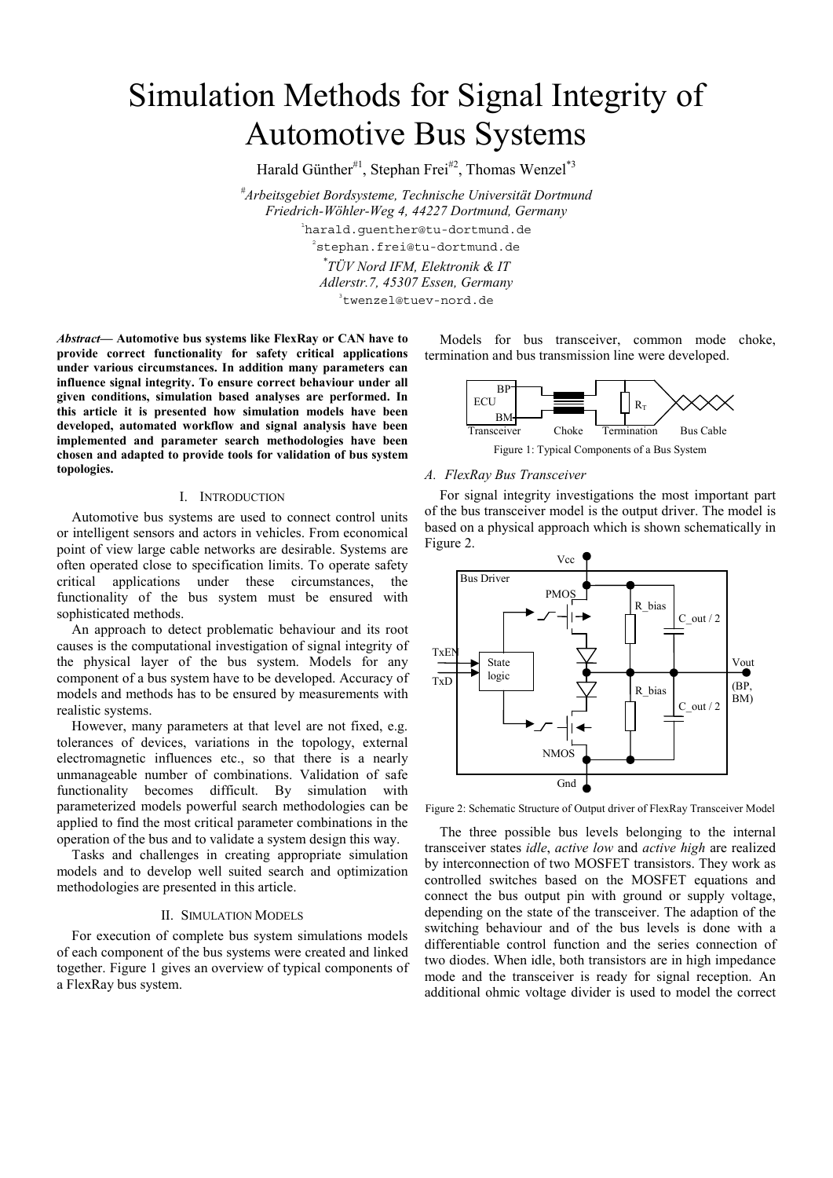# Simulation Methods for Signal Integrity of Automotive Bus Systems

Harald Günther[#1], Stephan Frei[#2], Thomas Wenzel[*3]

[#]*Arbeitsgebiet Bordsysteme, Technische Universität Dortmund*
*Friedrich-Wöhler-Weg 4, 44227 Dortmund, Germany*
[1]harald.guenther@tu-dortmund.de
[2]stephan.frei@tu-dortmund.de
[*]*TÜV Nord IFM, Elektronik & IT*
*Adlerstr.7, 45307 Essen, Germany*
[3]twenzel@tuev-nord.de

***Abstract*— Automotive bus systems like FlexRay or CAN have to provide correct functionality for safety critical applications under various circumstances. In addition many parameters can influence signal integrity. To ensure correct behaviour under all given conditions, simulation based analyses are performed. In this article it is presented how simulation models have been developed, automated workflow and signal analysis have been implemented and parameter search methodologies have been chosen and adapted to provide tools for validation of bus system topologies.**

## I. Introduction

Automotive bus systems are used to connect control units or intelligent sensors and actors in vehicles. From economical point of view large cable networks are desirable. Systems are often operated close to specification limits. To operate safety critical applications under these circumstances, the functionality of the bus system must be ensured with sophisticated methods.

An approach to detect problematic behaviour and its root causes is the computational investigation of signal integrity of the physical layer of the bus system. Models for any component of a bus system have to be developed. Accuracy of models and methods has to be ensured by measurements with realistic systems.

However, many parameters at that level are not fixed, e.g. tolerances of devices, variations in the topology, external electromagnetic influences etc., so that there is a nearly unmanageable number of combinations. Validation of safe functionality becomes difficult. By simulation with parameterized models powerful search methodologies can be applied to find the most critical parameter combinations in the operation of the bus and to validate a system design this way.

Tasks and challenges in creating appropriate simulation models and to develop well suited search and optimization methodologies are presented in this article.

## II. Simulation Models

For execution of complete bus system simulations models of each component of the bus systems were created and linked together. Figure 1 gives an overview of typical components of a FlexRay bus system.

Models for bus transceiver, common mode choke, termination and bus transmission line were developed.

Figure 1: Typical Components of a Bus System

### A. FlexRay Bus Transceiver

For signal integrity investigations the most important part of the bus transceiver model is the output driver. The model is based on a physical approach which is shown schematically in Figure 2.

Figure 2: Schematic Structure of Output driver of FlexRay Transceiver Model

The three possible bus levels belonging to the internal transceiver states *idle*, *active low* and *active high* are realized by interconnection of two MOSFET transistors. They work as controlled switches based on the MOSFET equations and connect the bus output pin with ground or supply voltage, depending on the state of the transceiver. The adaption of the switching behaviour and of the bus levels is done with a differentiable control function and the series connection of two diodes. When idle, both transistors are in high impedance mode and the transceiver is ready for signal reception. An additional ohmic voltage divider is used to model the correct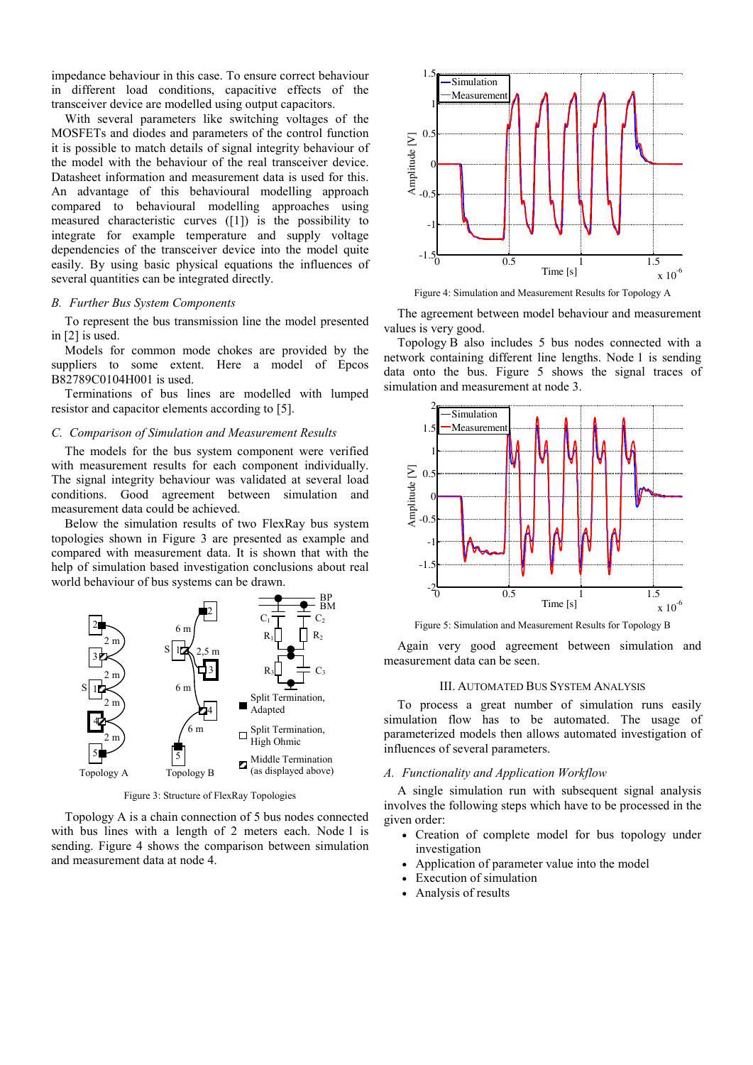impedance behaviour in this case. To ensure correct behaviour in different load conditions, capacitive effects of the transceiver device are modelled using output capacitors.

With several parameters like switching voltages of the MOSFETs and diodes and parameters of the control function it is possible to match details of signal integrity behaviour of the model with the behaviour of the real transceiver device. Datasheet information and measurement data is used for this. An advantage of this behavioural modelling approach compared to behavioural modelling approaches using measured characteristic curves ([1]) is the possibility to integrate for example temperature and supply voltage dependencies of the transceiver device into the model quite easily. By using basic physical equations the influences of several quantities can be integrated directly.

### *B. Further Bus System Components*

To represent the bus transmission line the model presented in [2] is used.

Models for common mode chokes are provided by the suppliers to some extent. Here a model of Epcos B82789C0104H001 is used.

Terminations of bus lines are modelled with lumped resistor and capacitor elements according to [5].

### *C. Comparison of Simulation and Measurement Results*

The models for the bus system component were verified with measurement results for each component individually. The signal integrity behaviour was validated at several load conditions. Good agreement between simulation and measurement data could be achieved.

Below the simulation results of two FlexRay bus system topologies shown in Figure 3 are presented as example and compared with measurement data. It is shown that with the help of simulation based investigation conclusions about real world behaviour of bus systems can be drawn.

Figure 3: Structure of FlexRay Topologies

Topology A is a chain connection of 5 bus nodes connected with bus lines with a length of 2 meters each. Node 1 is sending. Figure 4 shows the comparison between simulation and measurement data at node 4.

Figure 4: Simulation and Measurement Results for Topology A

The agreement between model behaviour and measurement values is very good.

Topology B also includes 5 bus nodes connected with a network containing different line lengths. Node 1 is sending data onto the bus. Figure 5 shows the signal traces of simulation and measurement at node 3.

Figure 5: Simulation and Measurement Results for Topology B

Again very good agreement between simulation and measurement data can be seen.

## III. Automated Bus System Analysis

To process a great number of simulation runs easily simulation flow has to be automated. The usage of parameterized models then allows automated investigation of influences of several parameters.

### *A. Functionality and Application Workflow*

A single simulation run with subsequent signal analysis involves the following steps which have to be processed in the given order:

- Creation of complete model for bus topology under investigation
- Application of parameter value into the model
- Execution of simulation
- Analysis of results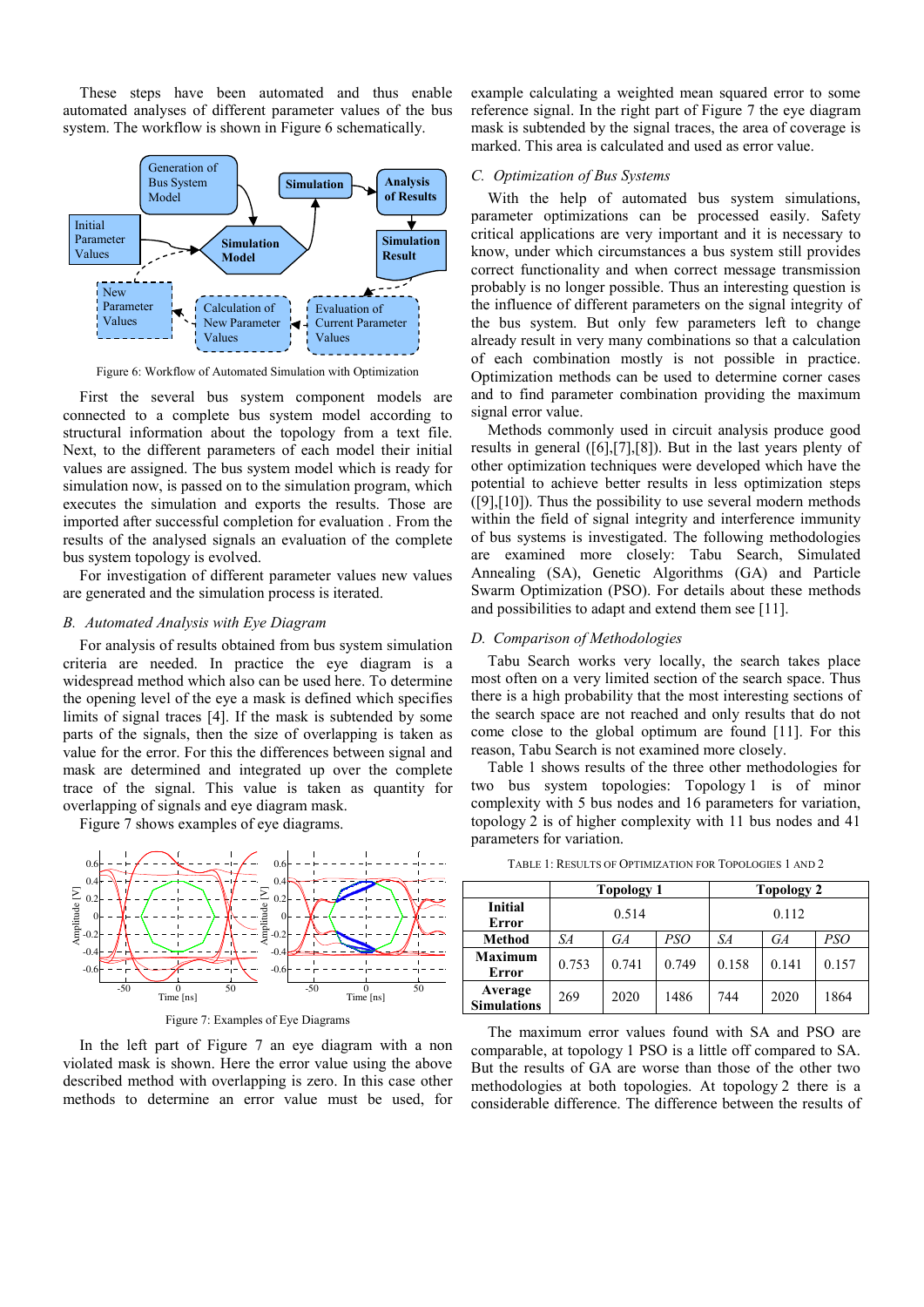These steps have been automated and thus enable automated analyses of different parameter values of the bus system. The workflow is shown in Figure 6 schematically.

Figure 6: Workflow of Automated Simulation with Optimization

First the several bus system component models are connected to a complete bus system model according to structural information about the topology from a text file. Next, to the different parameters of each model their initial values are assigned. The bus system model which is ready for simulation now, is passed on to the simulation program, which executes the simulation and exports the results. Those are imported after successful completion for evaluation . From the results of the analysed signals an evaluation of the complete bus system topology is evolved.

For investigation of different parameter values new values are generated and the simulation process is iterated.

## B. Automated Analysis with Eye Diagram

For analysis of results obtained from bus system simulation criteria are needed. In practice the eye diagram is a widespread method which also can be used here. To determine the opening level of the eye a mask is defined which specifies limits of signal traces [4]. If the mask is subtended by some parts of the signals, then the size of overlapping is taken as value for the error. For this the differences between signal and mask are determined and integrated up over the complete trace of the signal. This value is taken as quantity for overlapping of signals and eye diagram mask.

Figure 7 shows examples of eye diagrams.

Figure 7: Examples of Eye Diagrams

In the left part of Figure 7 an eye diagram with a non violated mask is shown. Here the error value using the above described method with overlapping is zero. In this case other methods to determine an error value must be used, for example calculating a weighted mean squared error to some reference signal. In the right part of Figure 7 the eye diagram mask is subtended by the signal traces, the area of coverage is marked. This area is calculated and used as error value.

## C. Optimization of Bus Systems

With the help of automated bus system simulations, parameter optimizations can be processed easily. Safety critical applications are very important and it is necessary to know, under which circumstances a bus system still provides correct functionality and when correct message transmission probably is no longer possible. Thus an interesting question is the influence of different parameters on the signal integrity of the bus system. But only few parameters left to change already result in very many combinations so that a calculation of each combination mostly is not possible in practice. Optimization methods can be used to determine corner cases and to find parameter combination providing the maximum signal error value.

Methods commonly used in circuit analysis produce good results in general ([6],[7],[8]). But in the last years plenty of other optimization techniques were developed which have the potential to achieve better results in less optimization steps ([9],[10]). Thus the possibility to use several modern methods within the field of signal integrity and interference immunity of bus systems is investigated. The following methodologies are examined more closely: Tabu Search, Simulated Annealing (SA), Genetic Algorithms (GA) and Particle Swarm Optimization (PSO). For details about these methods and possibilities to adapt and extend them see [11].

## D. Comparison of Methodologies

Tabu Search works very locally, the search takes place most often on a very limited section of the search space. Thus there is a high probability that the most interesting sections of the search space are not reached and only results that do not come close to the global optimum are found [11]. For this reason, Tabu Search is not examined more closely.

Table 1 shows results of the three other methodologies for two bus system topologies: Topology 1 is of minor complexity with 5 bus nodes and 16 parameters for variation, topology 2 is of higher complexity with 11 bus nodes and 41 parameters for variation.

TABLE 1: RESULTS OF OPTIMIZATION FOR TOPOLOGIES 1 AND 2

| | Topology 1 | | | Topology 2 | | |
|---|---|---|---|---|---|---|
| **Initial Error** | 0.514 | | | 0.112 | | |
| **Method** | *SA* | *GA* | *PSO* | *SA* | *GA* | *PSO* |
| **Maximum Error** | 0.753 | 0.741 | 0.749 | 0.158 | 0.141 | 0.157 |
| **Average Simulations** | 269 | 2020 | 1486 | 744 | 2020 | 1864 |

The maximum error values found with SA and PSO are comparable, at topology 1 PSO is a little off compared to SA. But the results of GA are worse than those of the other two methodologies at both topologies. At topology 2 there is a considerable difference. The difference between the results of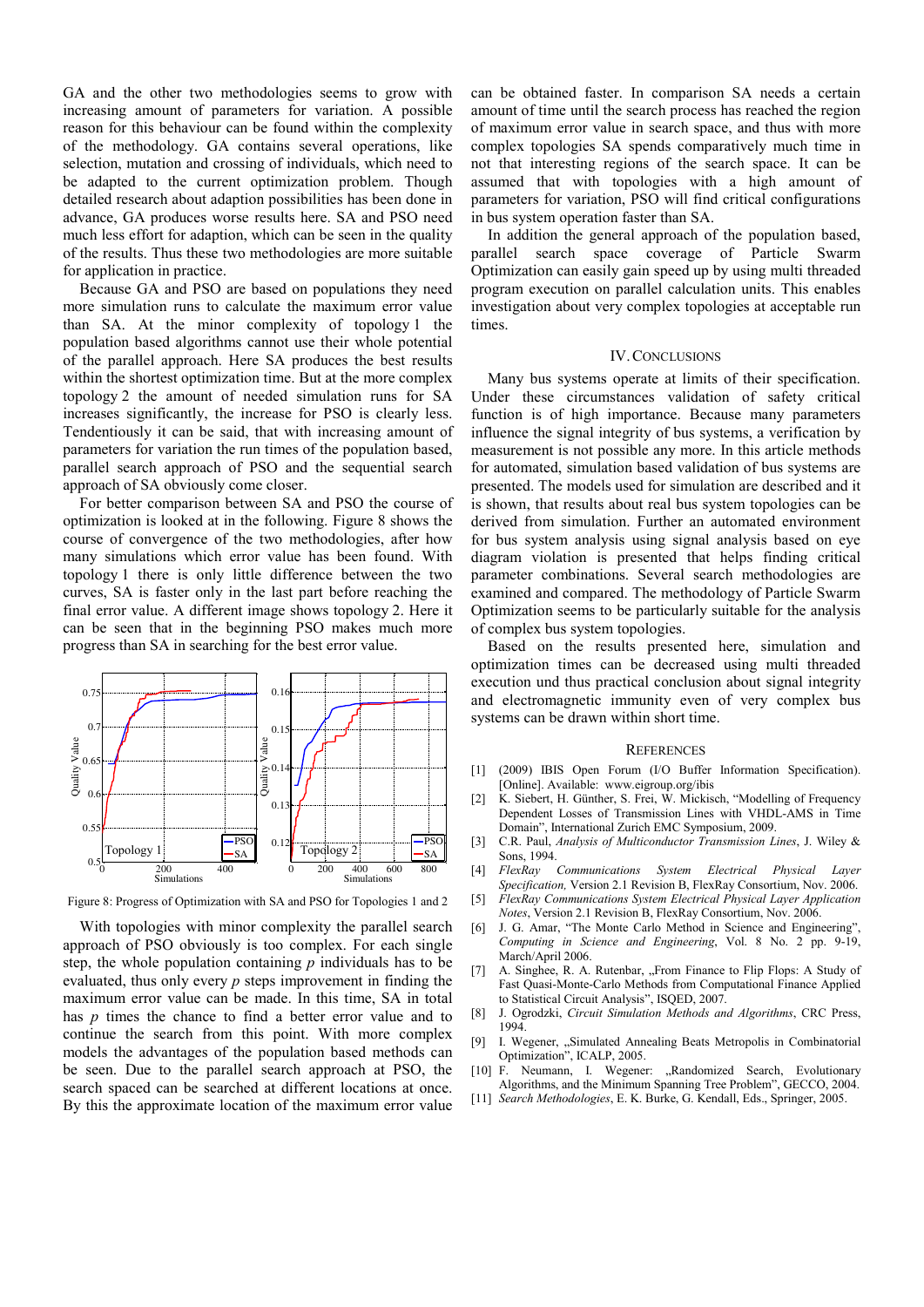GA and the other two methodologies seems to grow with increasing amount of parameters for variation. A possible reason for this behaviour can be found within the complexity of the methodology. GA contains several operations, like selection, mutation and crossing of individuals, which need to be adapted to the current optimization problem. Though detailed research about adaption possibilities has been done in advance, GA produces worse results here. SA and PSO need much less effort for adaption, which can be seen in the quality of the results. Thus these two methodologies are more suitable for application in practice.

Because GA and PSO are based on populations they need more simulation runs to calculate the maximum error value than SA. At the minor complexity of topology 1 the population based algorithms cannot use their whole potential of the parallel approach. Here SA produces the best results within the shortest optimization time. But at the more complex topology 2 the amount of needed simulation runs for SA increases significantly, the increase for PSO is clearly less. Tendentiously it can be said, that with increasing amount of parameters for variation the run times of the population based, parallel search approach of PSO and the sequential search approach of SA obviously come closer.

For better comparison between SA and PSO the course of optimization is looked at in the following. Figure 8 shows the course of convergence of the two methodologies, after how many simulations which error value has been found. With topology 1 there is only little difference between the two curves, SA is faster only in the last part before reaching the final error value. A different image shows topology 2. Here it can be seen that in the beginning PSO makes much more progress than SA in searching for the best error value.

Quality Value
0.75
0.7
0.65
0.6
0.55
0.5
0
200
400
Simulations
Topology 1
PSO
SA

Quality Value
0.16
0.15
0.14
0.13
0.12
0
200
400
600
800
Simulations
Topology 2
PSO
SA

Figure 8: Progress of Optimization with SA and PSO for Topologies 1 and 2

With topologies with minor complexity the parallel search approach of PSO obviously is too complex. For each single step, the whole population containing $p$ individuals has to be evaluated, thus only every $p$ steps improvement in finding the maximum error value can be made. In this time, SA in total has $p$ times the chance to find a better error value and to continue the search from this point. With more complex models the advantages of the population based methods can be seen. Due to the parallel search approach at PSO, the search spaced can be searched at different locations at once. By this the approximate location of the maximum error value can be obtained faster. In comparison SA needs a certain amount of time until the search process has reached the region of maximum error value in search space, and thus with more complex topologies SA spends comparatively much time in not that interesting regions of the search space. It can be assumed that with topologies with a high amount of parameters for variation, PSO will find critical configurations in bus system operation faster than SA.

In addition the general approach of the population based, parallel search space coverage of Particle Swarm Optimization can easily gain speed up by using multi threaded program execution on parallel calculation units. This enables investigation about very complex topologies at acceptable run times.

## IV. Conclusions

Many bus systems operate at limits of their specification. Under these circumstances validation of safety critical function is of high importance. Because many parameters influence the signal integrity of bus systems, a verification by measurement is not possible any more. In this article methods for automated, simulation based validation of bus systems are presented. The models used for simulation are described and it is shown, that results about real bus system topologies can be derived from simulation. Further an automated environment for bus system analysis using signal analysis based on eye diagram violation is presented that helps finding critical parameter combinations. Several search methodologies are examined and compared. The methodology of Particle Swarm Optimization seems to be particularly suitable for the analysis of complex bus system topologies.

Based on the results presented here, simulation and optimization times can be decreased using multi threaded execution und thus practical conclusion about signal integrity and electromagnetic immunity even of very complex bus systems can be drawn within short time.

## References

[1] (2009) IBIS Open Forum (I/O Buffer Information Specification). [Online]. Available: www.eigroup.org/ibis

[2] K. Siebert, H. Günther, S. Frei, W. Mickisch, "Modelling of Frequency Dependent Losses of Transmission Lines with VHDL-AMS in Time Domain", International Zurich EMC Symposium, 2009.

[3] C.R. Paul, *Analysis of Multiconductor Transmission Lines*, J. Wiley & Sons, 1994.

[4] *FlexRay Communications System Electrical Physical Layer Specification,* Version 2.1 Revision B, FlexRay Consortium, Nov. 2006.

[5] *FlexRay Communications System Electrical Physical Layer Application Notes*, Version 2.1 Revision B, FlexRay Consortium, Nov. 2006.

[6] J. G. Amar, "The Monte Carlo Method in Science and Engineering", *Computing in Science and Engineering*, Vol. 8 No. 2 pp. 9-19, March/April 2006.

[7] A. Singhee, R. A. Rutenbar, „From Finance to Flip Flops: A Study of Fast Quasi-Monte-Carlo Methods from Computational Finance Applied to Statistical Circuit Analysis", ISQED, 2007.

[8] J. Ogrodzki, *Circuit Simulation Methods and Algorithms*, CRC Press, 1994.

[9] I. Wegener, „Simulated Annealing Beats Metropolis in Combinatorial Optimization", ICALP, 2005.

[10] F. Neumann, I. Wegener: „Randomized Search, Evolutionary Algorithms, and the Minimum Spanning Tree Problem", GECCO, 2004.

[11] *Search Methodologies*, E. K. Burke, G. Kendall, Eds., Springer, 2005.